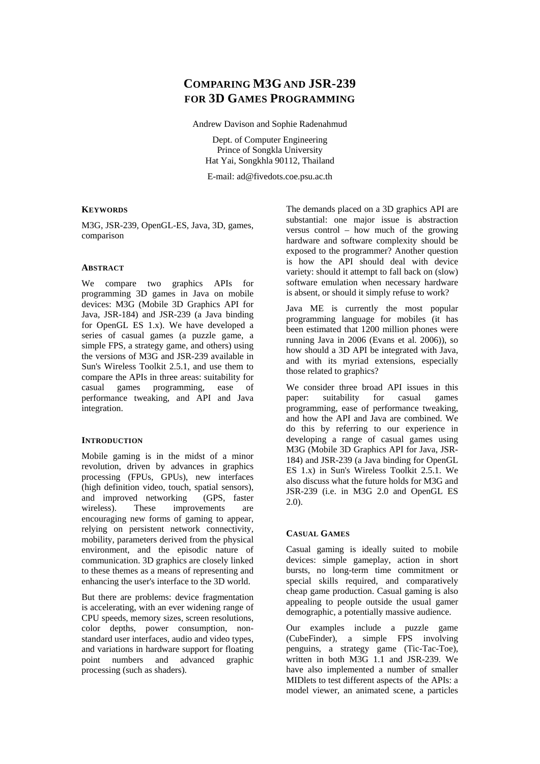# COMPARING M3G AND JSR-239 FOR 3D GAMES PROGRAMMING

Andrew Davison and Sophie Radenahmud

Dept. of Computer Engineering
Prince of Songkla University
Hat Yai, Songkhla 90112, Thailand

E-mail: ad@fivedots.coe.psu.ac.th

### KEYWORDS

M3G, JSR-239, OpenGL-ES, Java, 3D, games, comparison

### ABSTRACT

We compare two graphics APIs for programming 3D games in Java on mobile devices: M3G (Mobile 3D Graphics API for Java, JSR-184) and JSR-239 (a Java binding for OpenGL ES 1.x). We have developed a series of casual games (a puzzle game, a simple FPS, a strategy game, and others) using the versions of M3G and JSR-239 available in Sun's Wireless Toolkit 2.5.1, and use them to compare the APIs in three areas: suitability for casual games programming, ease of performance tweaking, and API and Java integration.

### INTRODUCTION

Mobile gaming is in the midst of a minor revolution, driven by advances in graphics processing (FPUs, GPUs), new interfaces (high definition video, touch, spatial sensors), and improved networking (GPS, faster wireless). These improvements are encouraging new forms of gaming to appear, relying on persistent network connectivity, mobility, parameters derived from the physical environment, and the episodic nature of communication. 3D graphics are closely linked to these themes as a means of representing and enhancing the user's interface to the 3D world.

But there are problems: device fragmentation is accelerating, with an ever widening range of CPU speeds, memory sizes, screen resolutions, color depths, power consumption, non-standard user interfaces, audio and video types, and variations in hardware support for floating point numbers and advanced graphic processing (such as shaders).

The demands placed on a 3D graphics API are substantial: one major issue is abstraction versus control – how much of the growing hardware and software complexity should be exposed to the programmer? Another question is how the API should deal with device variety: should it attempt to fall back on (slow) software emulation when necessary hardware is absent, or should it simply refuse to work?

Java ME is currently the most popular programming language for mobiles (it has been estimated that 1200 million phones were running Java in 2006 (Evans et al. 2006)), so how should a 3D API be integrated with Java, and with its myriad extensions, especially those related to graphics?

We consider three broad API issues in this paper: suitability for casual games programming, ease of performance tweaking, and how the API and Java are combined. We do this by referring to our experience in developing a range of casual games using M3G (Mobile 3D Graphics API for Java, JSR-184) and JSR-239 (a Java binding for OpenGL ES 1.x) in Sun's Wireless Toolkit 2.5.1. We also discuss what the future holds for M3G and JSR-239 (i.e. in M3G 2.0 and OpenGL ES 2.0).

### CASUAL GAMES

Casual gaming is ideally suited to mobile devices: simple gameplay, action in short bursts, no long-term time commitment or special skills required, and comparatively cheap game production. Casual gaming is also appealing to people outside the usual gamer demographic, a potentially massive audience.

Our examples include a puzzle game (CubeFinder), a simple FPS involving penguins, a strategy game (Tic-Tac-Toe), written in both M3G 1.1 and JSR-239. We have also implemented a number of smaller MIDlets to test different aspects of the APIs: a model viewer, an animated scene, a particles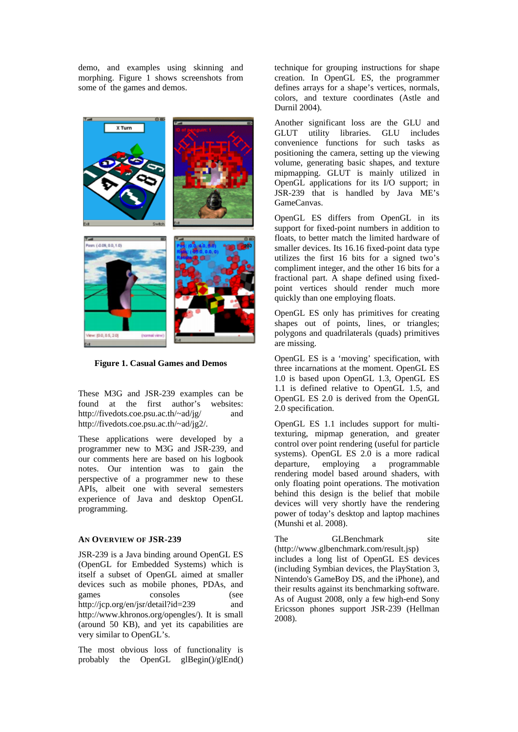demo, and examples using skinning and morphing. Figure 1 shows screenshots from some of the games and demos.

**Figure 1. Casual Games and Demos**

These M3G and JSR-239 examples can be found at the first author's websites: http://fivedots.coe.psu.ac.th/~ad/jg/ and http://fivedots.coe.psu.ac.th/~ad/jg2/.

These applications were developed by a programmer new to M3G and JSR-239, and our comments here are based on his logbook notes. Our intention was to gain the perspective of a programmer new to these APIs, albeit one with several semesters experience of Java and desktop OpenGL programming.

## AN OVERVIEW OF JSR-239

JSR-239 is a Java binding around OpenGL ES (OpenGL for Embedded Systems) which is itself a subset of OpenGL aimed at smaller devices such as mobile phones, PDAs, and games consoles (see http://jcp.org/en/jsr/detail?id=239 and http://www.khronos.org/opengles/). It is small (around 50 KB), and yet its capabilities are very similar to OpenGL's.

The most obvious loss of functionality is probably the OpenGL glBegin()/glEnd() technique for grouping instructions for shape creation. In OpenGL ES, the programmer defines arrays for a shape's vertices, normals, colors, and texture coordinates (Astle and Durnil 2004).

Another significant loss are the GLU and GLUT utility libraries. GLU includes convenience functions for such tasks as positioning the camera, setting up the viewing volume, generating basic shapes, and texture mipmapping. GLUT is mainly utilized in OpenGL applications for its I/O support; in JSR-239 that is handled by Java ME's GameCanvas.

OpenGL ES differs from OpenGL in its support for fixed-point numbers in addition to floats, to better match the limited hardware of smaller devices. Its 16.16 fixed-point data type utilizes the first 16 bits for a signed two's compliment integer, and the other 16 bits for a fractional part. A shape defined using fixed-point vertices should render much more quickly than one employing floats.

OpenGL ES only has primitives for creating shapes out of points, lines, or triangles; polygons and quadrilaterals (quads) primitives are missing.

OpenGL ES is a 'moving' specification, with three incarnations at the moment. OpenGL ES 1.0 is based upon OpenGL 1.3, OpenGL ES 1.1 is defined relative to OpenGL 1.5, and OpenGL ES 2.0 is derived from the OpenGL 2.0 specification.

OpenGL ES 1.1 includes support for multi-texturing, mipmap generation, and greater control over point rendering (useful for particle systems). OpenGL ES 2.0 is a more radical departure, employing a programmable rendering model based around shaders, with only floating point operations. The motivation behind this design is the belief that mobile devices will very shortly have the rendering power of today's desktop and laptop machines (Munshi et al. 2008).

The GLBenchmark site (http://www.glbenchmark.com/result.jsp) includes a long list of OpenGL ES devices (including Symbian devices, the PlayStation 3, Nintendo's GameBoy DS, and the iPhone), and their results against its benchmarking software. As of August 2008, only a few high-end Sony Ericsson phones support JSR-239 (Hellman 2008).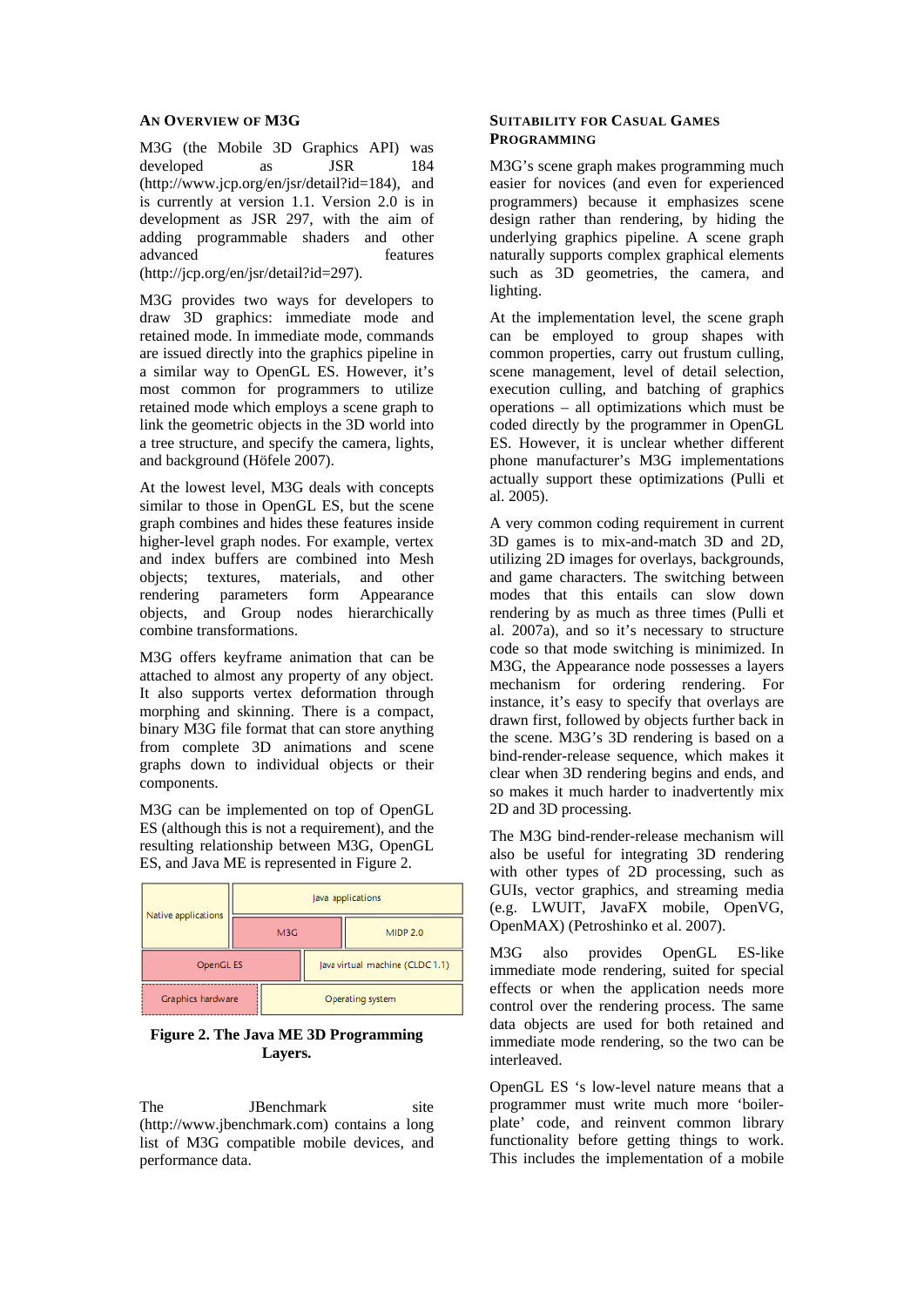## AN OVERVIEW OF M3G

M3G (the Mobile 3D Graphics API) was developed as JSR 184 (http://www.jcp.org/en/jsr/detail?id=184), and is currently at version 1.1. Version 2.0 is in development as JSR 297, with the aim of adding programmable shaders and other advanced features (http://jcp.org/en/jsr/detail?id=297).

M3G provides two ways for developers to draw 3D graphics: immediate mode and retained mode. In immediate mode, commands are issued directly into the graphics pipeline in a similar way to OpenGL ES. However, it's most common for programmers to utilize retained mode which employs a scene graph to link the geometric objects in the 3D world into a tree structure, and specify the camera, lights, and background (Höfele 2007).

At the lowest level, M3G deals with concepts similar to those in OpenGL ES, but the scene graph combines and hides these features inside higher-level graph nodes. For example, vertex and index buffers are combined into Mesh objects; textures, materials, and other rendering parameters form Appearance objects, and Group nodes hierarchically combine transformations.

M3G offers keyframe animation that can be attached to almost any property of any object. It also supports vertex deformation through morphing and skinning. There is a compact, binary M3G file format that can store anything from complete 3D animations and scene graphs down to individual objects or their components.

M3G can be implemented on top of OpenGL ES (although this is not a requirement), and the resulting relationship between M3G, OpenGL ES, and Java ME is represented in Figure 2.

| Native applications | Java applications | |
|---|---|---|
| Native applications | M3G | MIDP 2.0 |
| OpenGL ES | Java virtual machine (CLDC 1.1) | |
| Graphics hardware | Operating system | |

**Figure 2. The Java ME 3D Programming Layers.**

The JBenchmark site (http://www.jbenchmark.com) contains a long list of M3G compatible mobile devices, and performance data.

## SUITABILITY FOR CASUAL GAMES PROGRAMMING

M3G's scene graph makes programming much easier for novices (and even for experienced programmers) because it emphasizes scene design rather than rendering, by hiding the underlying graphics pipeline. A scene graph naturally supports complex graphical elements such as 3D geometries, the camera, and lighting.

At the implementation level, the scene graph can be employed to group shapes with common properties, carry out frustum culling, scene management, level of detail selection, execution culling, and batching of graphics operations – all optimizations which must be coded directly by the programmer in OpenGL ES. However, it is unclear whether different phone manufacturer's M3G implementations actually support these optimizations (Pulli et al. 2005).

A very common coding requirement in current 3D games is to mix-and-match 3D and 2D, utilizing 2D images for overlays, backgrounds, and game characters. The switching between modes that this entails can slow down rendering by as much as three times (Pulli et al. 2007a), and so it's necessary to structure code so that mode switching is minimized. In M3G, the Appearance node possesses a layers mechanism for ordering rendering. For instance, it's easy to specify that overlays are drawn first, followed by objects further back in the scene. M3G's 3D rendering is based on a bind-render-release sequence, which makes it clear when 3D rendering begins and ends, and so makes it much harder to inadvertently mix 2D and 3D processing.

The M3G bind-render-release mechanism will also be useful for integrating 3D rendering with other types of 2D processing, such as GUIs, vector graphics, and streaming media (e.g. LWUIT, JavaFX mobile, OpenVG, OpenMAX) (Petroshinko et al. 2007).

M3G also provides OpenGL ES-like immediate mode rendering, suited for special effects or when the application needs more control over the rendering process. The same data objects are used for both retained and immediate mode rendering, so the two can be interleaved.

OpenGL ES 's low-level nature means that a programmer must write much more 'boiler-plate' code, and reinvent common library functionality before getting things to work. This includes the implementation of a mobile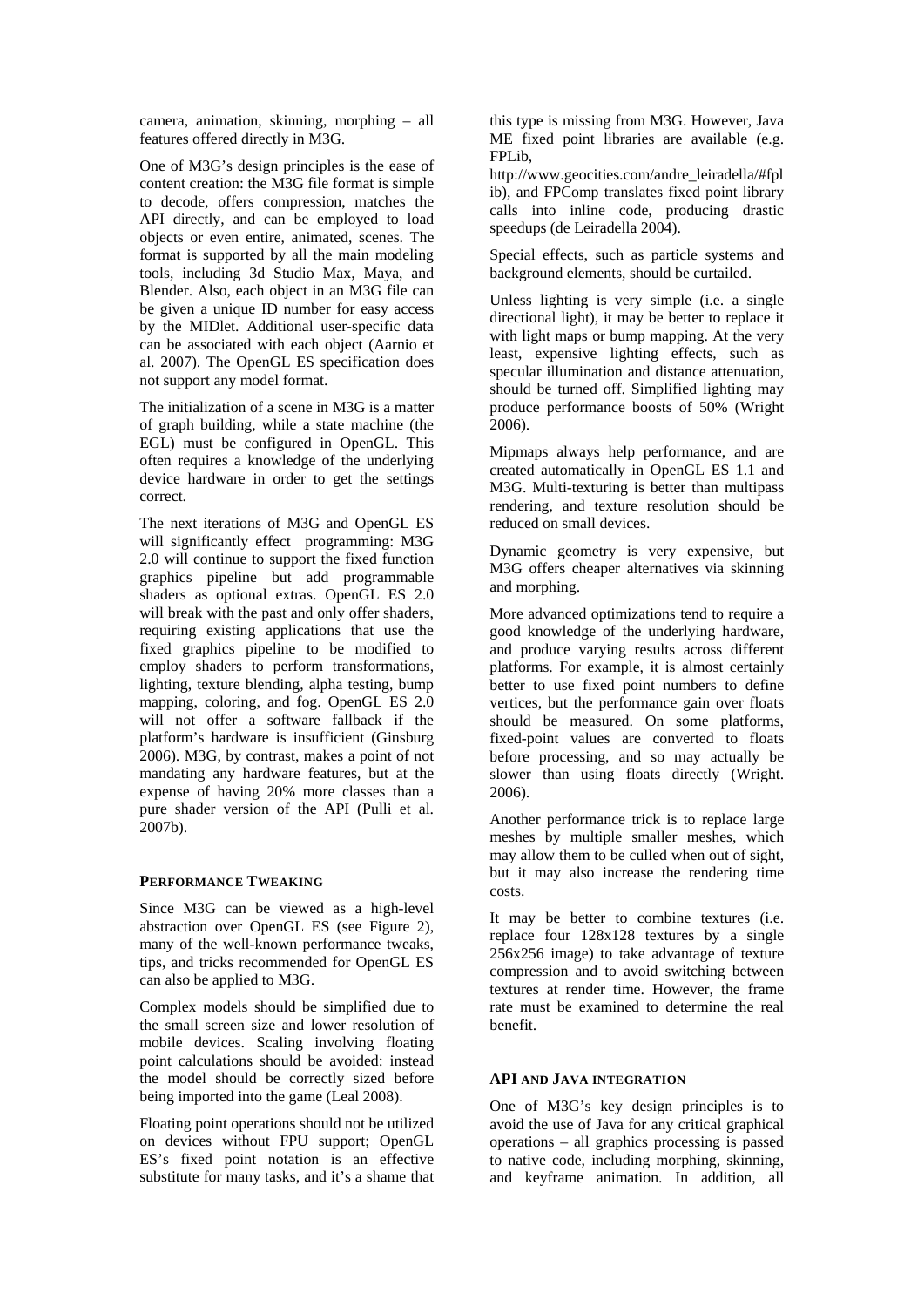camera, animation, skinning, morphing – all features offered directly in M3G.

One of M3G's design principles is the ease of content creation: the M3G file format is simple to decode, offers compression, matches the API directly, and can be employed to load objects or even entire, animated, scenes. The format is supported by all the main modeling tools, including 3d Studio Max, Maya, and Blender. Also, each object in an M3G file can be given a unique ID number for easy access by the MIDlet. Additional user-specific data can be associated with each object (Aarnio et al. 2007). The OpenGL ES specification does not support any model format.

The initialization of a scene in M3G is a matter of graph building, while a state machine (the EGL) must be configured in OpenGL. This often requires a knowledge of the underlying device hardware in order to get the settings correct.

The next iterations of M3G and OpenGL ES will significantly effect programming: M3G 2.0 will continue to support the fixed function graphics pipeline but add programmable shaders as optional extras. OpenGL ES 2.0 will break with the past and only offer shaders, requiring existing applications that use the fixed graphics pipeline to be modified to employ shaders to perform transformations, lighting, texture blending, alpha testing, bump mapping, coloring, and fog. OpenGL ES 2.0 will not offer a software fallback if the platform's hardware is insufficient (Ginsburg 2006). M3G, by contrast, makes a point of not mandating any hardware features, but at the expense of having 20% more classes than a pure shader version of the API (Pulli et al. 2007b).

## PERFORMANCE TWEAKING

Since M3G can be viewed as a high-level abstraction over OpenGL ES (see Figure 2), many of the well-known performance tweaks, tips, and tricks recommended for OpenGL ES can also be applied to M3G.

Complex models should be simplified due to the small screen size and lower resolution of mobile devices. Scaling involving floating point calculations should be avoided: instead the model should be correctly sized before being imported into the game (Leal 2008).

Floating point operations should not be utilized on devices without FPU support; OpenGL ES's fixed point notation is an effective substitute for many tasks, and it's a shame that this type is missing from M3G. However, Java ME fixed point libraries are available (e.g. FPLib, http://www.geocities.com/andre_leiradella/#fplib), and FPComp translates fixed point library calls into inline code, producing drastic speedups (de Leiradella 2004).

Special effects, such as particle systems and background elements, should be curtailed.

Unless lighting is very simple (i.e. a single directional light), it may be better to replace it with light maps or bump mapping. At the very least, expensive lighting effects, such as specular illumination and distance attenuation, should be turned off. Simplified lighting may produce performance boosts of 50% (Wright 2006).

Mipmaps always help performance, and are created automatically in OpenGL ES 1.1 and M3G. Multi-texturing is better than multipass rendering, and texture resolution should be reduced on small devices.

Dynamic geometry is very expensive, but M3G offers cheaper alternatives via skinning and morphing.

More advanced optimizations tend to require a good knowledge of the underlying hardware, and produce varying results across different platforms. For example, it is almost certainly better to use fixed point numbers to define vertices, but the performance gain over floats should be measured. On some platforms, fixed-point values are converted to floats before processing, and so may actually be slower than using floats directly (Wright. 2006).

Another performance trick is to replace large meshes by multiple smaller meshes, which may allow them to be culled when out of sight, but it may also increase the rendering time costs.

It may be better to combine textures (i.e. replace four 128x128 textures by a single 256x256 image) to take advantage of texture compression and to avoid switching between textures at render time. However, the frame rate must be examined to determine the real benefit.

## API AND JAVA INTEGRATION

One of M3G's key design principles is to avoid the use of Java for any critical graphical operations – all graphics processing is passed to native code, including morphing, skinning, and keyframe animation. In addition, all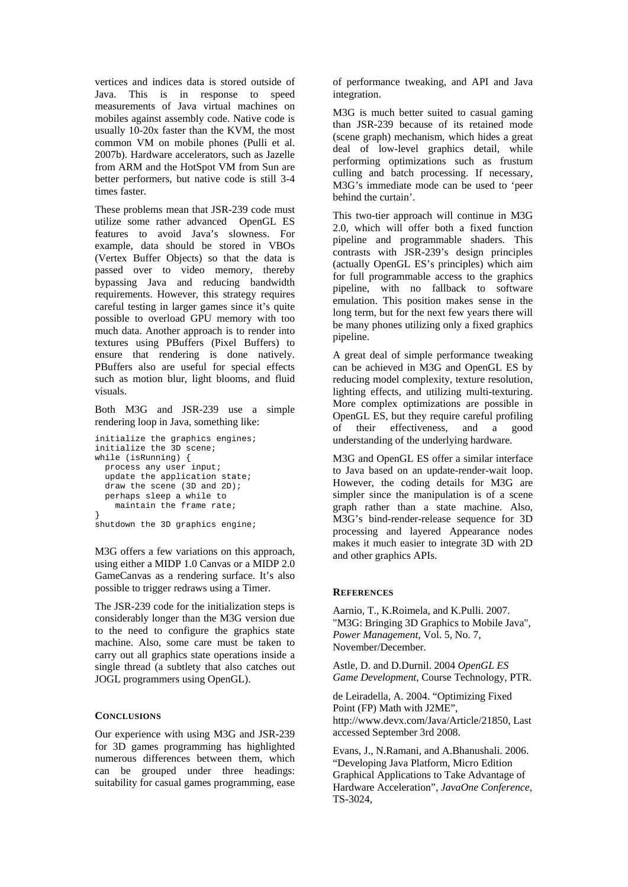vertices and indices data is stored outside of Java. This is in response to speed measurements of Java virtual machines on mobiles against assembly code. Native code is usually 10-20x faster than the KVM, the most common VM on mobile phones (Pulli et al. 2007b). Hardware accelerators, such as Jazelle from ARM and the HotSpot VM from Sun are better performers, but native code is still 3-4 times faster.

These problems mean that JSR-239 code must utilize some rather advanced OpenGL ES features to avoid Java's slowness. For example, data should be stored in VBOs (Vertex Buffer Objects) so that the data is passed over to video memory, thereby bypassing Java and reducing bandwidth requirements. However, this strategy requires careful testing in larger games since it's quite possible to overload GPU memory with too much data. Another approach is to render into textures using PBuffers (Pixel Buffers) to ensure that rendering is done natively. PBuffers also are useful for special effects such as motion blur, light blooms, and fluid visuals.

Both M3G and JSR-239 use a simple rendering loop in Java, something like:

```
initialize the graphics engines;
initialize the 3D scene;
while (isRunning) {
  process any user input;
  update the application state;
  draw the scene (3D and 2D);
  perhaps sleep a while to
    maintain the frame rate;
}
shutdown the 3D graphics engine;
```

M3G offers a few variations on this approach, using either a MIDP 1.0 Canvas or a MIDP 2.0 GameCanvas as a rendering surface. It's also possible to trigger redraws using a Timer.

The JSR-239 code for the initialization steps is considerably longer than the M3G version due to the need to configure the graphics state machine. Also, some care must be taken to carry out all graphics state operations inside a single thread (a subtlety that also catches out JOGL programmers using OpenGL).

## CONCLUSIONS

Our experience with using M3G and JSR-239 for 3D games programming has highlighted numerous differences between them, which can be grouped under three headings: suitability for casual games programming, ease of performance tweaking, and API and Java integration.

M3G is much better suited to casual gaming than JSR-239 because of its retained mode (scene graph) mechanism, which hides a great deal of low-level graphics detail, while performing optimizations such as frustum culling and batch processing. If necessary, M3G's immediate mode can be used to 'peer behind the curtain'.

This two-tier approach will continue in M3G 2.0, which will offer both a fixed function pipeline and programmable shaders. This contrasts with JSR-239's design principles (actually OpenGL ES's principles) which aim for full programmable access to the graphics pipeline, with no fallback to software emulation. This position makes sense in the long term, but for the next few years there will be many phones utilizing only a fixed graphics pipeline.

A great deal of simple performance tweaking can be achieved in M3G and OpenGL ES by reducing model complexity, texture resolution, lighting effects, and utilizing multi-texturing. More complex optimizations are possible in OpenGL ES, but they require careful profiling of their effectiveness, and a good understanding of the underlying hardware.

M3G and OpenGL ES offer a similar interface to Java based on an update-render-wait loop. However, the coding details for M3G are simpler since the manipulation is of a scene graph rather than a state machine. Also, M3G's bind-render-release sequence for 3D processing and layered Appearance nodes makes it much easier to integrate 3D with 2D and other graphics APIs.

## REFERENCES

Aarnio, T., K.Roimela, and K.Pulli. 2007. "M3G: Bringing 3D Graphics to Mobile Java", *Power Management*, Vol. 5, No. 7, November/December.

Astle, D. and D.Durnil. 2004 *OpenGL ES Game Development*, Course Technology, PTR.

de Leiradella, A. 2004. "Optimizing Fixed Point (FP) Math with J2ME", http://www.devx.com/Java/Article/21850, Last accessed September 3rd 2008.

Evans, J., N.Ramani, and A.Bhanushali. 2006. "Developing Java Platform, Micro Edition Graphical Applications to Take Advantage of Hardware Acceleration", *JavaOne Conference*, TS-3024,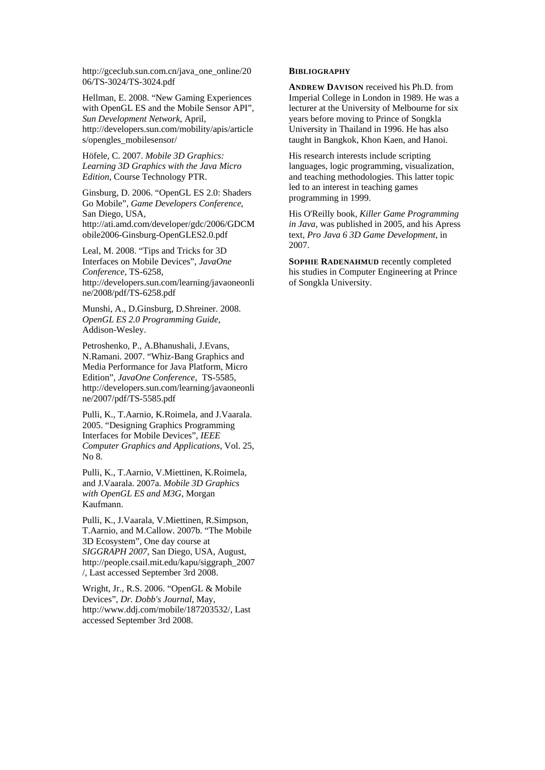http://gceclub.sun.com.cn/java_one_online/2006/TS-3024/TS-3024.pdf

Hellman, E. 2008. "New Gaming Experiences with OpenGL ES and the Mobile Sensor API", *Sun Development Network*, April, http://developers.sun.com/mobility/apis/articles/opengles_mobilesensor/

Höfele, C. 2007. *Mobile 3D Graphics: Learning 3D Graphics with the Java Micro Edition*, Course Technology PTR.

Ginsburg, D. 2006. "OpenGL ES 2.0: Shaders Go Mobile", *Game Developers Conference*, San Diego, USA, http://ati.amd.com/developer/gdc/2006/GDCMobile2006-Ginsburg-OpenGLES2.0.pdf

Leal, M. 2008. "Tips and Tricks for 3D Interfaces on Mobile Devices", *JavaOne Conference*, TS-6258, http://developers.sun.com/learning/javaoneonline/2008/pdf/TS-6258.pdf

Munshi, A., D.Ginsburg, D.Shreiner. 2008. *OpenGL ES 2.0 Programming Guide*, Addison-Wesley.

Petroshenko, P., A.Bhanushali, J.Evans, N.Ramani. 2007. "Whiz-Bang Graphics and Media Performance for Java Platform, Micro Edition", *JavaOne Conference*, TS-5585, http://developers.sun.com/learning/javaoneonline/2007/pdf/TS-5585.pdf

Pulli, K., T.Aarnio, K.Roimela, and J.Vaarala. 2005. "Designing Graphics Programming Interfaces for Mobile Devices", *IEEE Computer Graphics and Applications*, Vol. 25, No 8.

Pulli, K., T.Aarnio, V.Miettinen, K.Roimela, and J.Vaarala. 2007a. *Mobile 3D Graphics with OpenGL ES and M3G*, Morgan Kaufmann.

Pulli, K., J.Vaarala, V.Miettinen, R.Simpson, T.Aarnio, and M.Callow. 2007b. "The Mobile 3D Ecosystem", One day course at *SIGGRAPH 2007*, San Diego, USA, August, http://people.csail.mit.edu/kapu/siggraph_2007/, Last accessed September 3rd 2008.

Wright, Jr., R.S. 2006. "OpenGL & Mobile Devices", *Dr. Dobb's Journal*, May, http://www.ddj.com/mobile/187203532/, Last accessed September 3rd 2008.

## BIBLIOGRAPHY

**ANDREW DAVISON** received his Ph.D. from Imperial College in London in 1989. He was a lecturer at the University of Melbourne for six years before moving to Prince of Songkla University in Thailand in 1996. He has also taught in Bangkok, Khon Kaen, and Hanoi.

His research interests include scripting languages, logic programming, visualization, and teaching methodologies. This latter topic led to an interest in teaching games programming in 1999.

His O'Reilly book, *Killer Game Programming in Java*, was published in 2005, and his Apress text, *Pro Java 6 3D Game Development*, in 2007.

**SOPHIE RADENAHMUD** recently completed his studies in Computer Engineering at Prince of Songkla University.